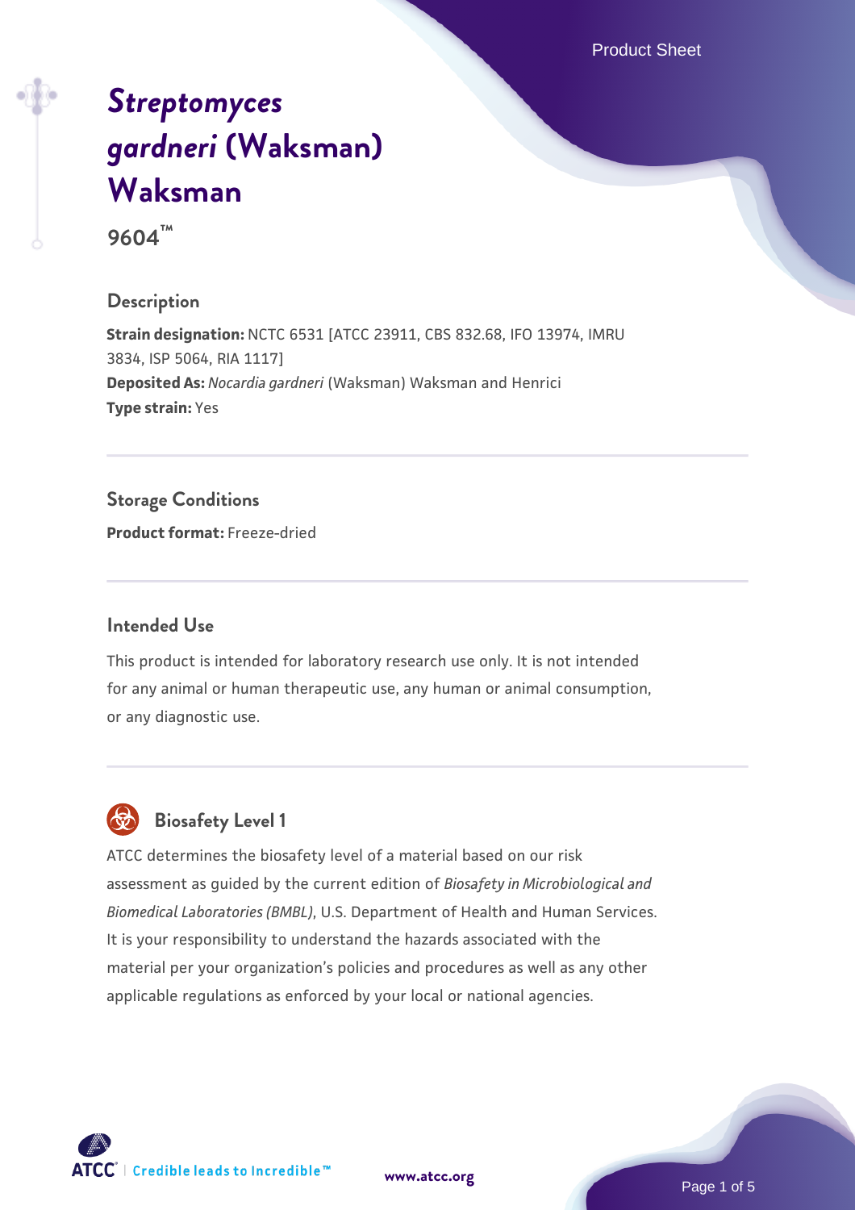# *Streptomyces gardneri* (Waksman) Waksman

**9604™**

## Description

**Strain designation:** NCTC 6531 [ATCC 23911, CBS 832.68, IFO 13974, IMRU 3834, ISP 5064, RIA 1117]
**Deposited As:** *Nocardia gardneri* (Waksman) Waksman and Henrici
**Type strain:** Yes

## Storage Conditions

**Product format:** Freeze-dried

## Intended Use

This product is intended for laboratory research use only. It is not intended for any animal or human therapeutic use, any human or animal consumption, or any diagnostic use.

## Biosafety Level 1

ATCC determines the biosafety level of a material based on our risk assessment as guided by the current edition of *Biosafety in Microbiological and Biomedical Laboratories (BMBL)*, U.S. Department of Health and Human Services. It is your responsibility to understand the hazards associated with the material per your organization's policies and procedures as well as any other applicable regulations as enforced by your local or national agencies.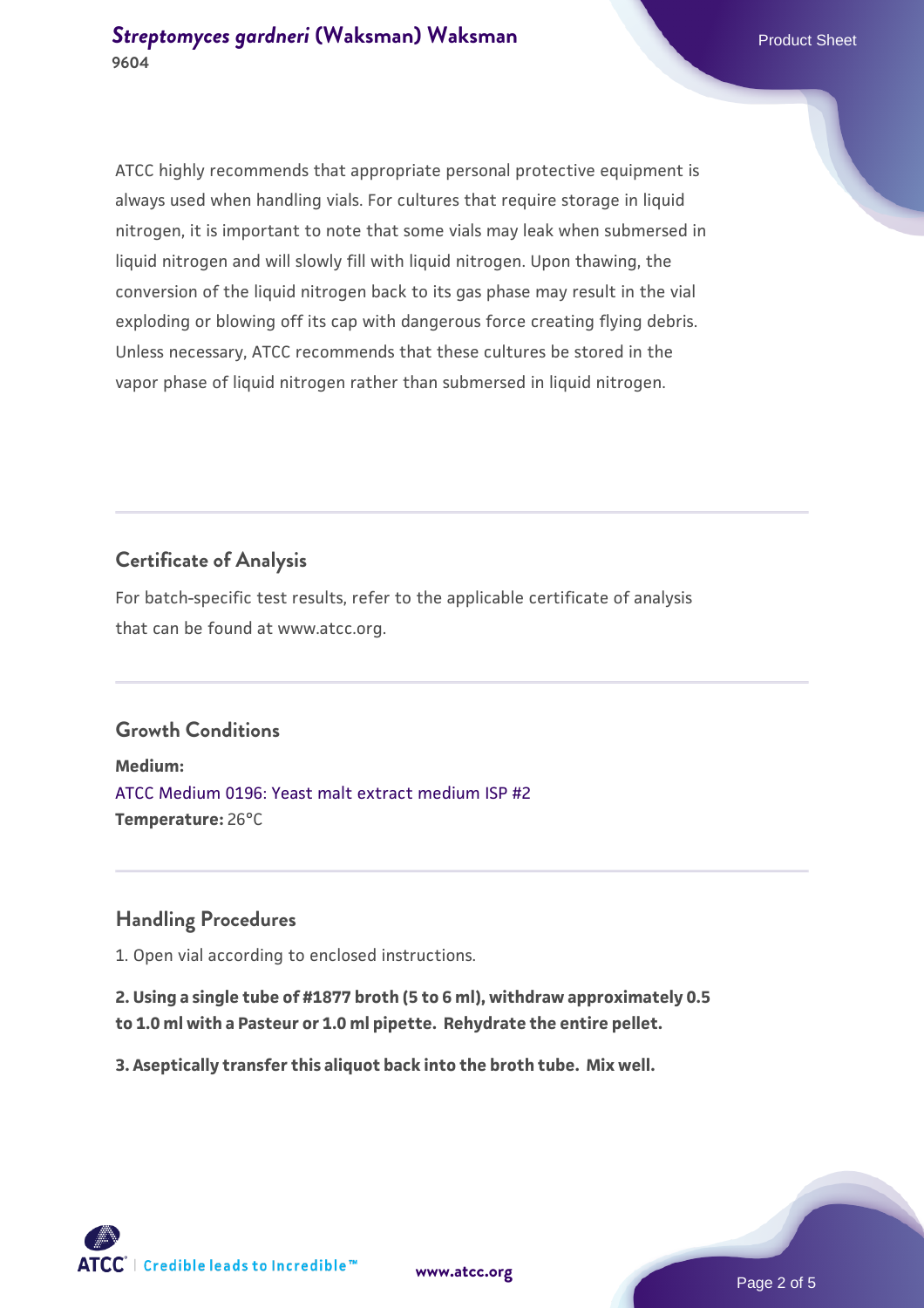ATCC highly recommends that appropriate personal protective equipment is always used when handling vials. For cultures that require storage in liquid nitrogen, it is important to note that some vials may leak when submersed in liquid nitrogen and will slowly fill with liquid nitrogen. Upon thawing, the conversion of the liquid nitrogen back to its gas phase may result in the vial exploding or blowing off its cap with dangerous force creating flying debris. Unless necessary, ATCC recommends that these cultures be stored in the vapor phase of liquid nitrogen rather than submersed in liquid nitrogen.

## Certificate of Analysis

For batch-specific test results, refer to the applicable certificate of analysis that can be found at www.atcc.org.

## Growth Conditions

**Medium:**
ATCC Medium 0196: Yeast malt extract medium ISP #2
**Temperature:** 26°C

## Handling Procedures

1. Open vial according to enclosed instructions.

**2. Using a single tube of #1877 broth (5 to 6 ml), withdraw approximately 0.5 to 1.0 ml with a Pasteur or 1.0 ml pipette. Rehydrate the entire pellet.**

**3. Aseptically transfer this aliquot back into the broth tube. Mix well.**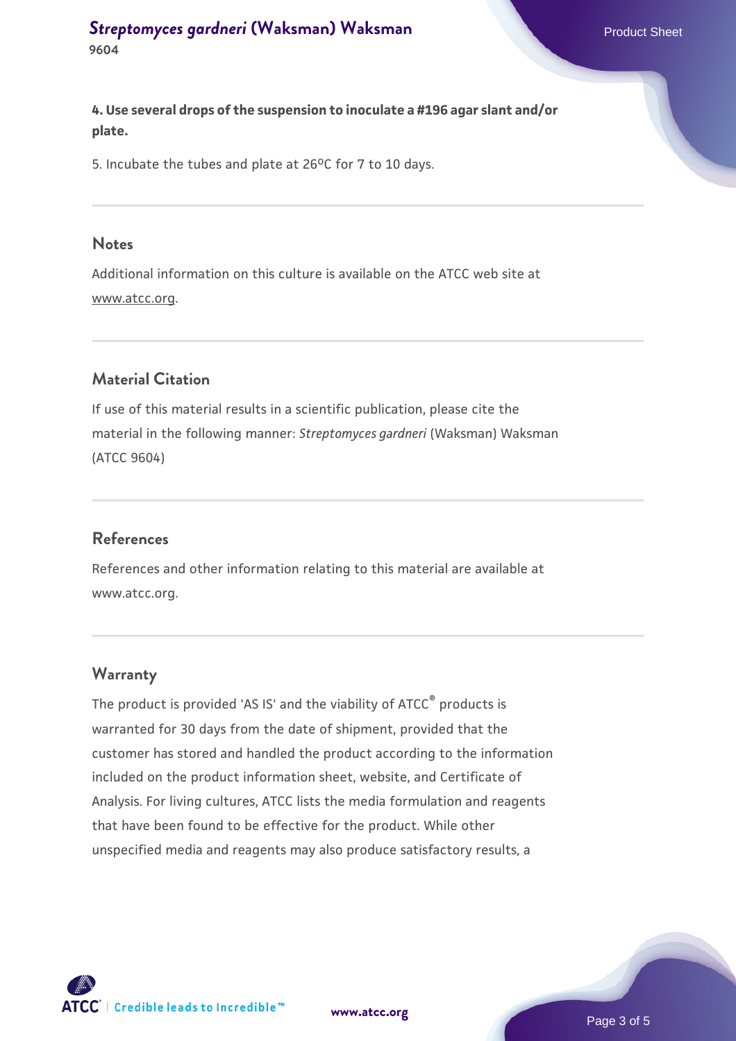**4. Use several drops of the suspension to inoculate a #196 agar slant and/or plate.**

5. Incubate the tubes and plate at 26ºC for 7 to 10 days.

## Notes

Additional information on this culture is available on the ATCC web site at www.atcc.org.

## Material Citation

If use of this material results in a scientific publication, please cite the material in the following manner: *Streptomyces gardneri* (Waksman) Waksman (ATCC 9604)

## References

References and other information relating to this material are available at www.atcc.org.

## Warranty

The product is provided 'AS IS' and the viability of ATCC® products is warranted for 30 days from the date of shipment, provided that the customer has stored and handled the product according to the information included on the product information sheet, website, and Certificate of Analysis. For living cultures, ATCC lists the media formulation and reagents that have been found to be effective for the product. While other unspecified media and reagents may also produce satisfactory results, a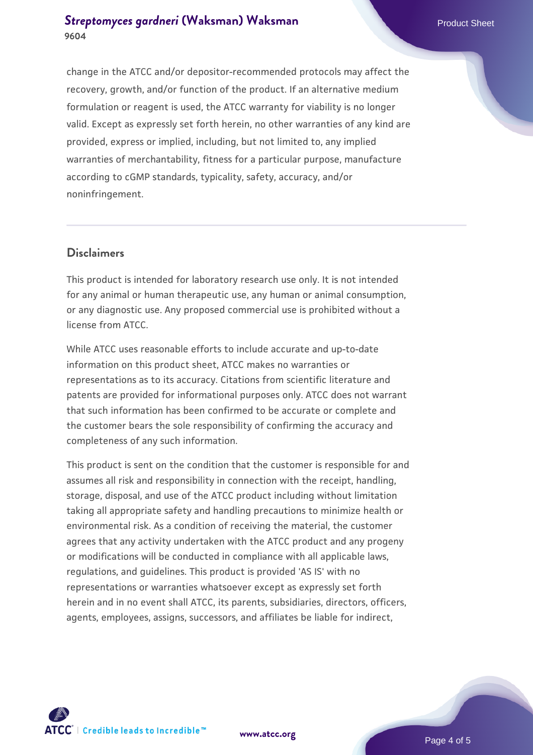change in the ATCC and/or depositor-recommended protocols may affect the recovery, growth, and/or function of the product. If an alternative medium formulation or reagent is used, the ATCC warranty for viability is no longer valid. Except as expressly set forth herein, no other warranties of any kind are provided, express or implied, including, but not limited to, any implied warranties of merchantability, fitness for a particular purpose, manufacture according to cGMP standards, typicality, safety, accuracy, and/or noninfringement.

## Disclaimers

This product is intended for laboratory research use only. It is not intended for any animal or human therapeutic use, any human or animal consumption, or any diagnostic use. Any proposed commercial use is prohibited without a license from ATCC.

While ATCC uses reasonable efforts to include accurate and up-to-date information on this product sheet, ATCC makes no warranties or representations as to its accuracy. Citations from scientific literature and patents are provided for informational purposes only. ATCC does not warrant that such information has been confirmed to be accurate or complete and the customer bears the sole responsibility of confirming the accuracy and completeness of any such information.

This product is sent on the condition that the customer is responsible for and assumes all risk and responsibility in connection with the receipt, handling, storage, disposal, and use of the ATCC product including without limitation taking all appropriate safety and handling precautions to minimize health or environmental risk. As a condition of receiving the material, the customer agrees that any activity undertaken with the ATCC product and any progeny or modifications will be conducted in compliance with all applicable laws, regulations, and guidelines. This product is provided 'AS IS' with no representations or warranties whatsoever except as expressly set forth herein and in no event shall ATCC, its parents, subsidiaries, directors, officers, agents, employees, assigns, successors, and affiliates be liable for indirect,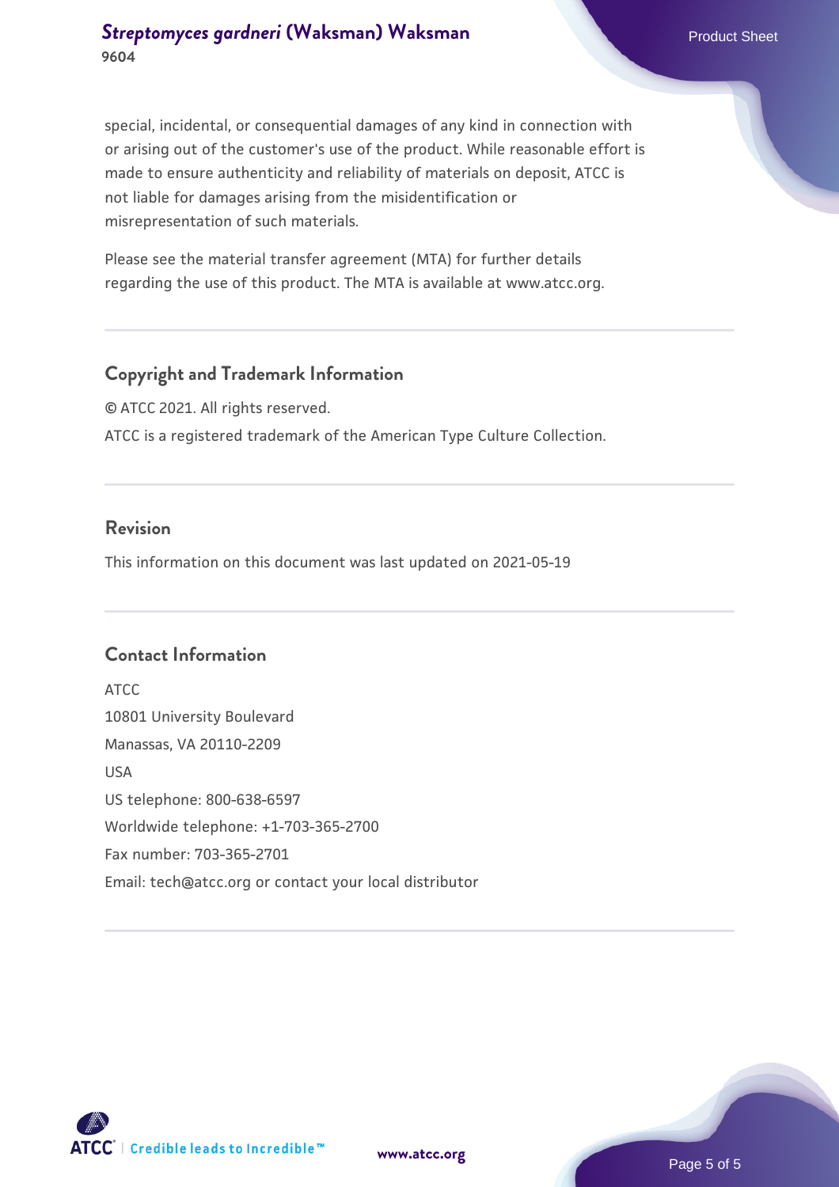special, incidental, or consequential damages of any kind in connection with or arising out of the customer's use of the product. While reasonable effort is made to ensure authenticity and reliability of materials on deposit, ATCC is not liable for damages arising from the misidentification or misrepresentation of such materials.

Please see the material transfer agreement (MTA) for further details regarding the use of this product. The MTA is available at www.atcc.org.

## Copyright and Trademark Information

© ATCC 2021. All rights reserved.

ATCC is a registered trademark of the American Type Culture Collection.

## Revision

This information on this document was last updated on 2021-05-19

## Contact Information

ATCC
10801 University Boulevard
Manassas, VA 20110-2209
USA
US telephone: 800-638-6597
Worldwide telephone: +1-703-365-2700
Fax number: 703-365-2701
Email: tech@atcc.org or contact your local distributor